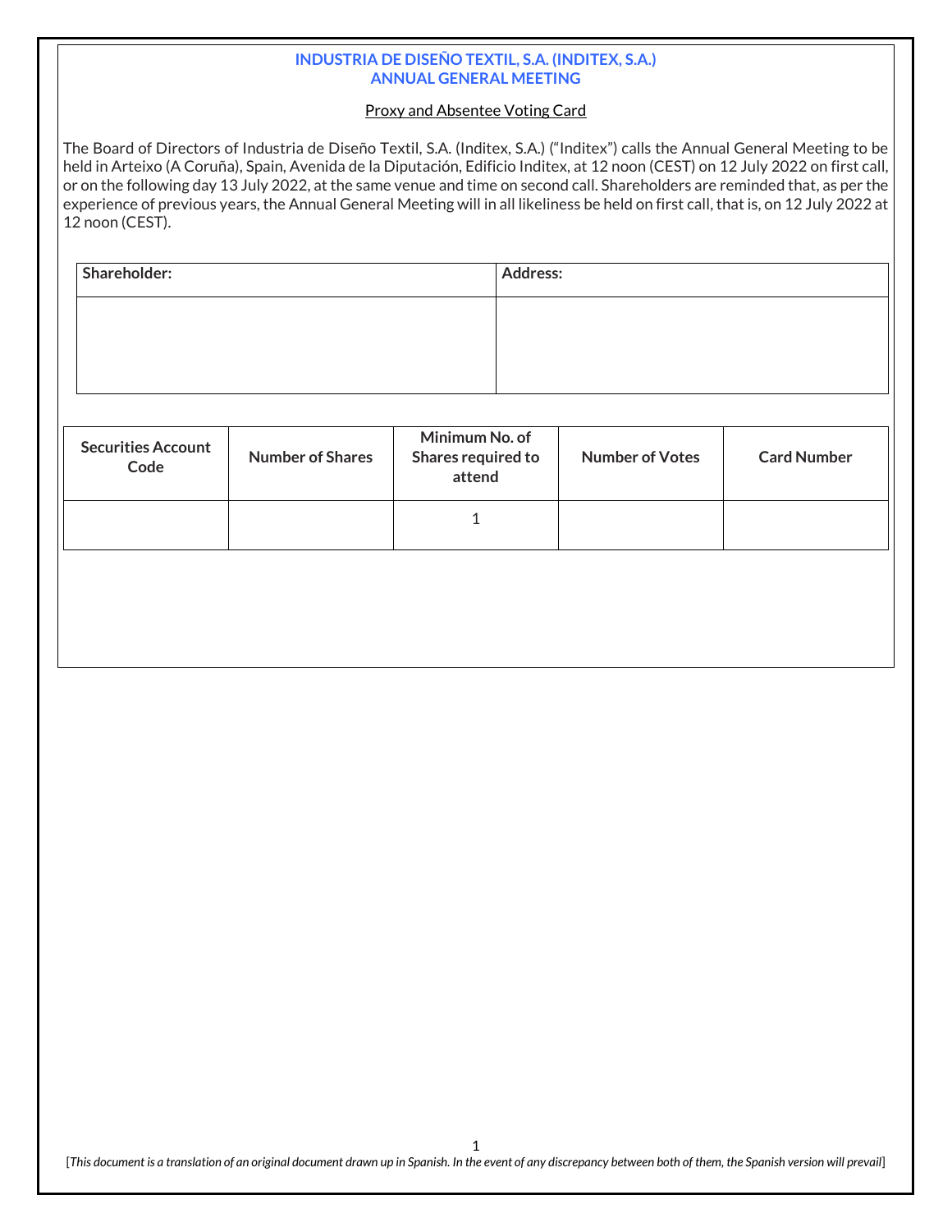**INDUSTRIA DE DISEÑO TEXTIL, S.A. (INDITEX, S.A.)**
**ANNUAL GENERAL MEETING**

Proxy and Absentee Voting Card

The Board of Directors of Industria de Diseño Textil, S.A. (Inditex, S.A.) ("Inditex") calls the Annual General Meeting to be held in Arteixo (A Coruña), Spain, Avenida de la Diputación, Edificio Inditex, at 12 noon (CEST) on 12 July 2022 on first call, or on the following day 13 July 2022, at the same venue and time on second call. Shareholders are reminded that, as per the experience of previous years, the Annual General Meeting will in all likeliness be held on first call, that is, on 12 July 2022 at 12 noon (CEST).

| Shareholder: | Address: |
|---|---|
| | |

| Securities Account Code | Number of Shares | Minimum No. of Shares required to attend | Number of Votes | Card Number |
|---|---|---|---|---|
| | | 1 | | |

[*This document is a translation of an original document drawn up in Spanish. In the event of any discrepancy between both of them, the Spanish version will prevail*]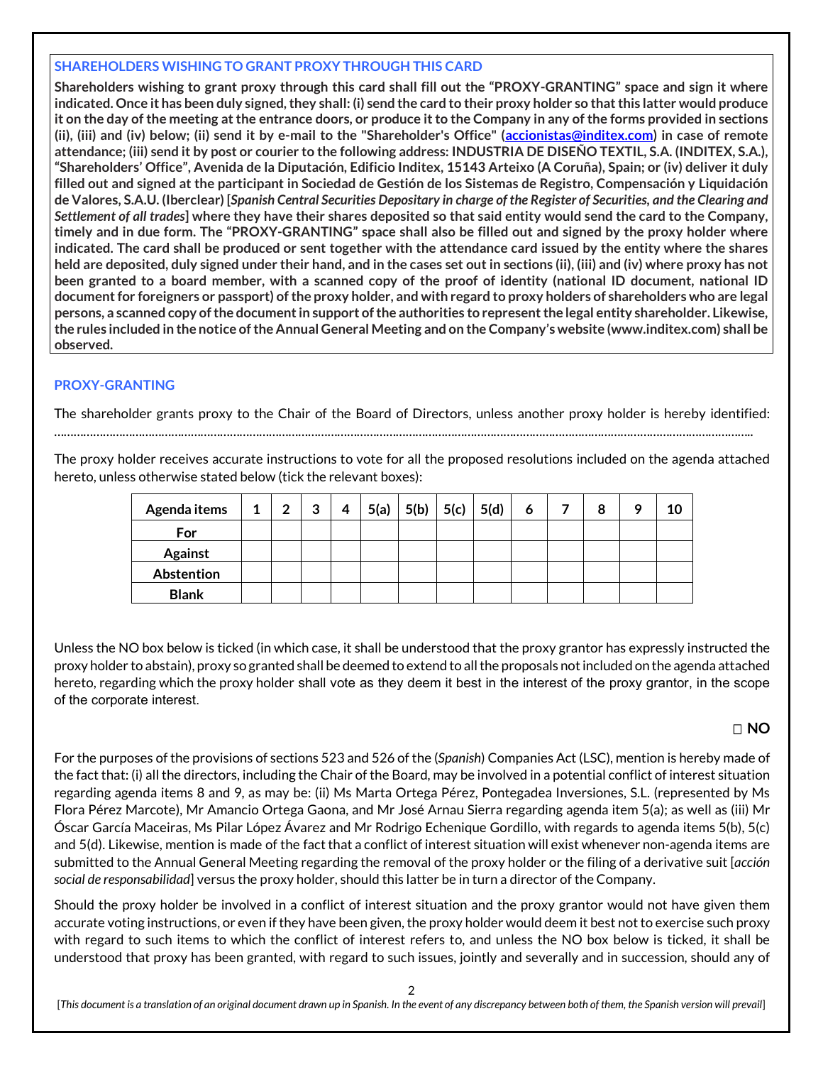## SHAREHOLDERS WISHING TO GRANT PROXY THROUGH THIS CARD

**Shareholders wishing to grant proxy through this card shall fill out the "PROXY-GRANTING" space and sign it where indicated. Once it has been duly signed, they shall: (i) send the card to their proxy holder so that this latter would produce it on the day of the meeting at the entrance doors, or produce it to the Company in any of the forms provided in sections (ii), (iii) and (iv) below; (ii) send it by e-mail to the "Shareholder's Office" (accionistas@inditex.com) in case of remote attendance; (iii) send it by post or courier to the following address: INDUSTRIA DE DISEÑO TEXTIL, S.A. (INDITEX, S.A.), "Shareholders' Office", Avenida de la Diputación, Edificio Inditex, 15143 Arteixo (A Coruña), Spain; or (iv) deliver it duly filled out and signed at the participant in Sociedad de Gestión de los Sistemas de Registro, Compensación y Liquidación de Valores, S.A.U. (Iberclear) [*Spanish Central Securities Depositary in charge of the Register of Securities, and the Clearing and Settlement of all trades*] where they have their shares deposited so that said entity would send the card to the Company, timely and in due form. The "PROXY-GRANTING" space shall also be filled out and signed by the proxy holder where indicated. The card shall be produced or sent together with the attendance card issued by the entity where the shares held are deposited, duly signed under their hand, and in the cases set out in sections (ii), (iii) and (iv) where proxy has not been granted to a board member, with a scanned copy of the proof of identity (national ID document, national ID document for foreigners or passport) of the proxy holder, and with regard to proxy holders of shareholders who are legal persons, a scanned copy of the document in support of the authorities to represent the legal entity shareholder. Likewise, the rules included in the notice of the Annual General Meeting and on the Company's website (www.inditex.com) shall be observed.**

## PROXY-GRANTING

The shareholder grants proxy to the Chair of the Board of Directors, unless another proxy holder is hereby identified: ……………………………………………………………………………………………………………………………………………………………………

The proxy holder receives accurate instructions to vote for all the proposed resolutions included on the agenda attached hereto, unless otherwise stated below (tick the relevant boxes):

| Agenda items | 1 | 2 | 3 | 4 | 5(a) | 5(b) | 5(c) | 5(d) | 6 | 7 | 8 | 9 | 10 |
|---|---|---|---|---|---|---|---|---|---|---|---|---|---|
| For | | | | | | | | | | | | | |
| Against | | | | | | | | | | | | | |
| Abstention | | | | | | | | | | | | | |
| Blank | | | | | | | | | | | | | |

Unless the NO box below is ticked (in which case, it shall be understood that the proxy grantor has expressly instructed the proxy holder to abstain), proxy so granted shall be deemed to extend to all the proposals not included on the agenda attached hereto, regarding which the proxy holder shall vote as they deem it best in the interest of the proxy grantor, in the scope of the corporate interest.

☐ **NO**

For the purposes of the provisions of sections 523 and 526 of the (*Spanish*) Companies Act (LSC), mention is hereby made of the fact that: (i) all the directors, including the Chair of the Board, may be involved in a potential conflict of interest situation regarding agenda items 8 and 9, as may be: (ii) Ms Marta Ortega Pérez, Pontegadea Inversiones, S.L. (represented by Ms Flora Pérez Marcote), Mr Amancio Ortega Gaona, and Mr José Arnau Sierra regarding agenda item 5(a); as well as (iii) Mr Óscar García Maceiras, Ms Pilar López Ávarez and Mr Rodrigo Echenique Gordillo, with regards to agenda items 5(b), 5(c) and 5(d). Likewise, mention is made of the fact that a conflict of interest situation will exist whenever non-agenda items are submitted to the Annual General Meeting regarding the removal of the proxy holder or the filing of a derivative suit [*acción social de responsabilidad*] versus the proxy holder, should this latter be in turn a director of the Company.

Should the proxy holder be involved in a conflict of interest situation and the proxy grantor would not have given them accurate voting instructions, or even if they have been given, the proxy holder would deem it best not to exercise such proxy with regard to such items to which the conflict of interest refers to, and unless the NO box below is ticked, it shall be understood that proxy has been granted, with regard to such issues, jointly and severally and in succession, should any of

[*This document is a translation of an original document drawn up in Spanish. In the event of any discrepancy between both of them, the Spanish version will prevail*]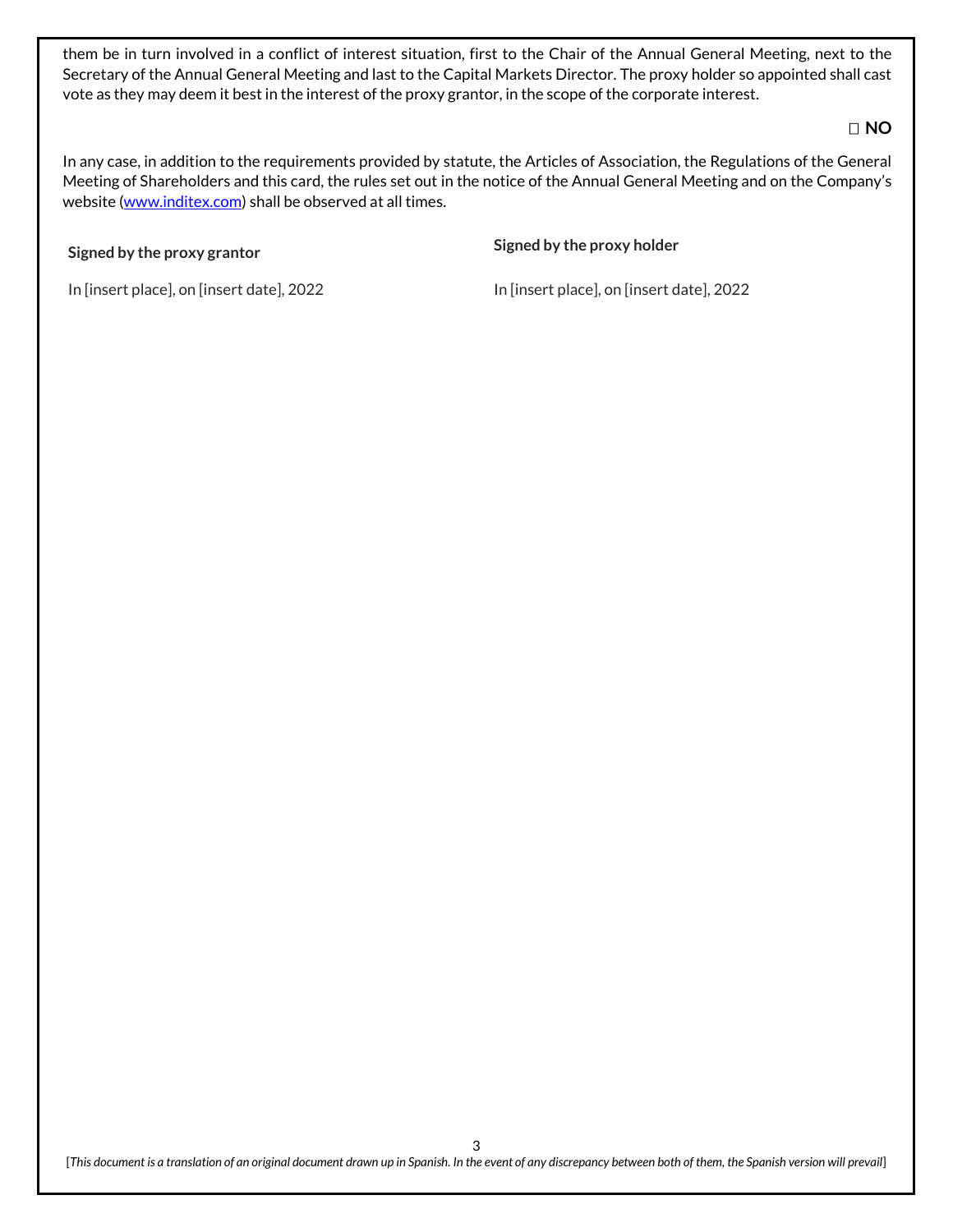them be in turn involved in a conflict of interest situation, first to the Chair of the Annual General Meeting, next to the Secretary of the Annual General Meeting and last to the Capital Markets Director. The proxy holder so appointed shall cast vote as they may deem it best in the interest of the proxy grantor, in the scope of the corporate interest.

☐ **NO**

In any case, in addition to the requirements provided by statute, the Articles of Association, the Regulations of the General Meeting of Shareholders and this card, the rules set out in the notice of the Annual General Meeting and on the Company's website (www.inditex.com) shall be observed at all times.

**Signed by the proxy grantor**

In [insert place], on [insert date], 2022

**Signed by the proxy holder**

In [insert place], on [insert date], 2022

[*This document is a translation of an original document drawn up in Spanish. In the event of any discrepancy between both of them, the Spanish version will prevail*]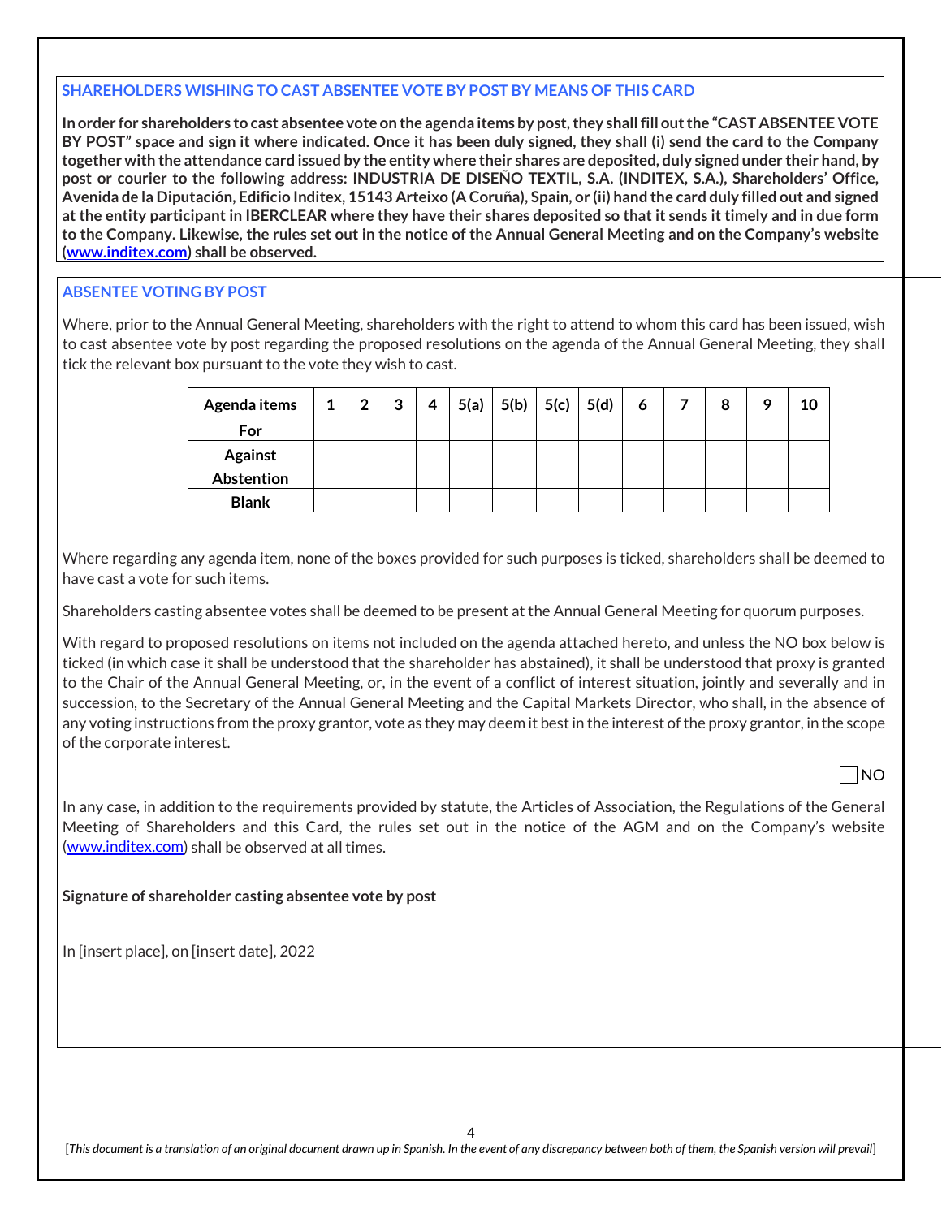### SHAREHOLDERS WISHING TO CAST ABSENTEE VOTE BY POST BY MEANS OF THIS CARD

**In order for shareholders to cast absentee vote on the agenda items by post, they shall fill out the "CAST ABSENTEE VOTE BY POST" space and sign it where indicated. Once it has been duly signed, they shall (i) send the card to the Company together with the attendance card issued by the entity where their shares are deposited, duly signed under their hand, by post or courier to the following address: INDUSTRIA DE DISEÑO TEXTIL, S.A. (INDITEX, S.A.), Shareholders' Office, Avenida de la Diputación, Edificio Inditex, 15143 Arteixo (A Coruña), Spain, or (ii) hand the card duly filled out and signed at the entity participant in IBERCLEAR where they have their shares deposited so that it sends it timely and in due form to the Company. Likewise, the rules set out in the notice of the Annual General Meeting and on the Company's website (www.inditex.com) shall be observed.**

### ABSENTEE VOTING BY POST

Where, prior to the Annual General Meeting, shareholders with the right to attend to whom this card has been issued, wish to cast absentee vote by post regarding the proposed resolutions on the agenda of the Annual General Meeting, they shall tick the relevant box pursuant to the vote they wish to cast.

| Agenda items | 1 | 2 | 3 | 4 | 5(a) | 5(b) | 5(c) | 5(d) | 6 | 7 | 8 | 9 | 10 |
|---|---|---|---|---|---|---|---|---|---|---|---|---|---|
| For | | | | | | | | | | | | | |
| Against | | | | | | | | | | | | | |
| Abstention | | | | | | | | | | | | | |
| Blank | | | | | | | | | | | | | |

Where regarding any agenda item, none of the boxes provided for such purposes is ticked, shareholders shall be deemed to have cast a vote for such items.

Shareholders casting absentee votes shall be deemed to be present at the Annual General Meeting for quorum purposes.

With regard to proposed resolutions on items not included on the agenda attached hereto, and unless the NO box below is ticked (in which case it shall be understood that the shareholder has abstained), it shall be understood that proxy is granted to the Chair of the Annual General Meeting, or, in the event of a conflict of interest situation, jointly and severally and in succession, to the Secretary of the Annual General Meeting and the Capital Markets Director, who shall, in the absence of any voting instructions from the proxy grantor, vote as they may deem it best in the interest of the proxy grantor, in the scope of the corporate interest.

☐ NO

In any case, in addition to the requirements provided by statute, the Articles of Association, the Regulations of the General Meeting of Shareholders and this Card, the rules set out in the notice of the AGM and on the Company's website (www.inditex.com) shall be observed at all times.

**Signature of shareholder casting absentee vote by post**

In [insert place], on [insert date], 2022

[*This document is a translation of an original document drawn up in Spanish. In the event of any discrepancy between both of them, the Spanish version will prevail*]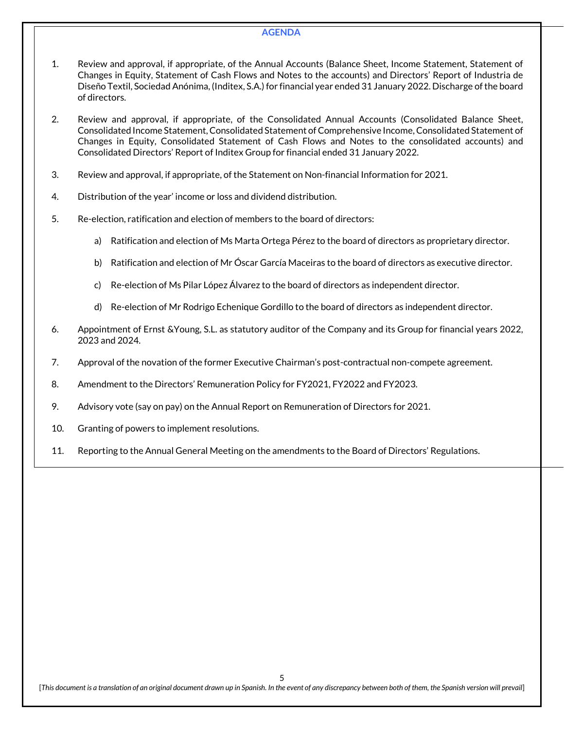## AGENDA

1. Review and approval, if appropriate, of the Annual Accounts (Balance Sheet, Income Statement, Statement of Changes in Equity, Statement of Cash Flows and Notes to the accounts) and Directors' Report of Industria de Diseño Textil, Sociedad Anónima, (Inditex, S.A.) for financial year ended 31 January 2022. Discharge of the board of directors.

2. Review and approval, if appropriate, of the Consolidated Annual Accounts (Consolidated Balance Sheet, Consolidated Income Statement, Consolidated Statement of Comprehensive Income, Consolidated Statement of Changes in Equity, Consolidated Statement of Cash Flows and Notes to the consolidated accounts) and Consolidated Directors' Report of Inditex Group for financial ended 31 January 2022.

3. Review and approval, if appropriate, of the Statement on Non-financial Information for 2021.

4. Distribution of the year' income or loss and dividend distribution.

5. Re-election, ratification and election of members to the board of directors:

   a) Ratification and election of Ms Marta Ortega Pérez to the board of directors as proprietary director.

   b) Ratification and election of Mr Óscar García Maceiras to the board of directors as executive director.

   c) Re-election of Ms Pilar López Álvarez to the board of directors as independent director.

   d) Re-election of Mr Rodrigo Echenique Gordillo to the board of directors as independent director.

6. Appointment of Ernst &Young, S.L. as statutory auditor of the Company and its Group for financial years 2022, 2023 and 2024.

7. Approval of the novation of the former Executive Chairman's post-contractual non-compete agreement.

8. Amendment to the Directors' Remuneration Policy for FY2021, FY2022 and FY2023.

9. Advisory vote (say on pay) on the Annual Report on Remuneration of Directors for 2021.

10. Granting of powers to implement resolutions.

11. Reporting to the Annual General Meeting on the amendments to the Board of Directors' Regulations.

[*This document is a translation of an original document drawn up in Spanish. In the event of any discrepancy between both of them, the Spanish version will prevail*]